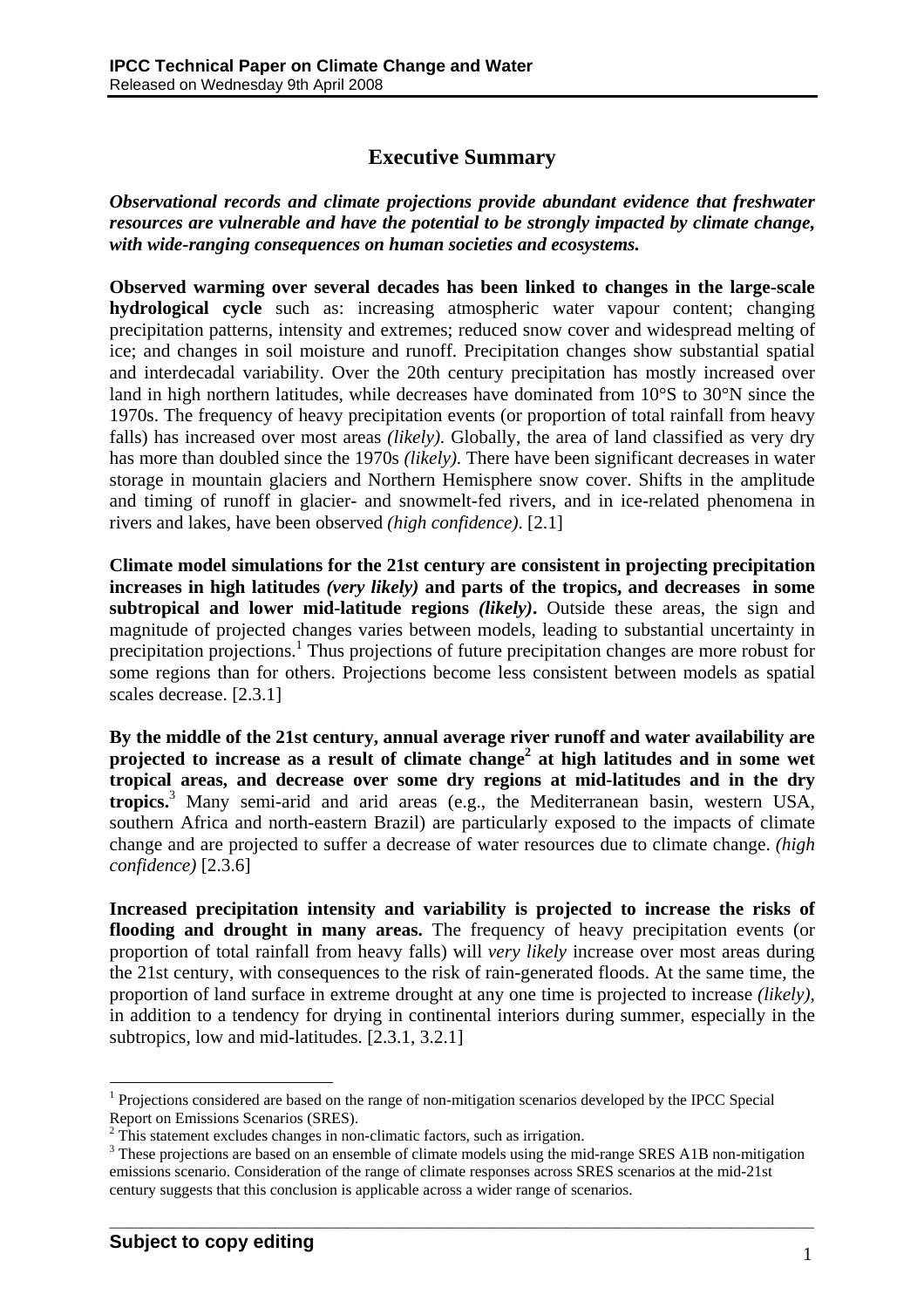# Executive Summary

***Observational records and climate projections provide abundant evidence that freshwater resources are vulnerable and have the potential to be strongly impacted by climate change, with wide-ranging consequences on human societies and ecosystems.***

**Observed warming over several decades has been linked to changes in the large-scale hydrological cycle** such as: increasing atmospheric water vapour content; changing precipitation patterns, intensity and extremes; reduced snow cover and widespread melting of ice; and changes in soil moisture and runoff. Precipitation changes show substantial spatial and interdecadal variability. Over the 20th century precipitation has mostly increased over land in high northern latitudes, while decreases have dominated from 10°S to 30°N since the 1970s. The frequency of heavy precipitation events (or proportion of total rainfall from heavy falls) has increased over most areas *(likely)*. Globally, the area of land classified as very dry has more than doubled since the 1970s *(likely)*. There have been significant decreases in water storage in mountain glaciers and Northern Hemisphere snow cover. Shifts in the amplitude and timing of runoff in glacier- and snowmelt-fed rivers, and in ice-related phenomena in rivers and lakes, have been observed *(high confidence)*. [2.1]

**Climate model simulations for the 21st century are consistent in projecting precipitation increases in high latitudes *(very likely)* and parts of the tropics, and decreases in some subtropical and lower mid-latitude regions *(likely)*.** Outside these areas, the sign and magnitude of projected changes varies between models, leading to substantial uncertainty in precipitation projections.[1] Thus projections of future precipitation changes are more robust for some regions than for others. Projections become less consistent between models as spatial scales decrease. [2.3.1]

**By the middle of the 21st century, annual average river runoff and water availability are projected to increase as a result of climate change[2] at high latitudes and in some wet tropical areas, and decrease over some dry regions at mid-latitudes and in the dry tropics.**[3] Many semi-arid and arid areas (e.g., the Mediterranean basin, western USA, southern Africa and north-eastern Brazil) are particularly exposed to the impacts of climate change and are projected to suffer a decrease of water resources due to climate change. *(high confidence)* [2.3.6]

**Increased precipitation intensity and variability is projected to increase the risks of flooding and drought in many areas.** The frequency of heavy precipitation events (or proportion of total rainfall from heavy falls) will *very likely* increase over most areas during the 21st century, with consequences to the risk of rain-generated floods. At the same time, the proportion of land surface in extreme drought at any one time is projected to increase *(likely)*, in addition to a tendency for drying in continental interiors during summer, especially in the subtropics, low and mid-latitudes. [2.3.1, 3.2.1]

---

[1] Projections considered are based on the range of non-mitigation scenarios developed by the IPCC Special Report on Emissions Scenarios (SRES).

[2] This statement excludes changes in non-climatic factors, such as irrigation.

[3] These projections are based on an ensemble of climate models using the mid-range SRES A1B non-mitigation emissions scenario. Consideration of the range of climate responses across SRES scenarios at the mid-21st century suggests that this conclusion is applicable across a wider range of scenarios.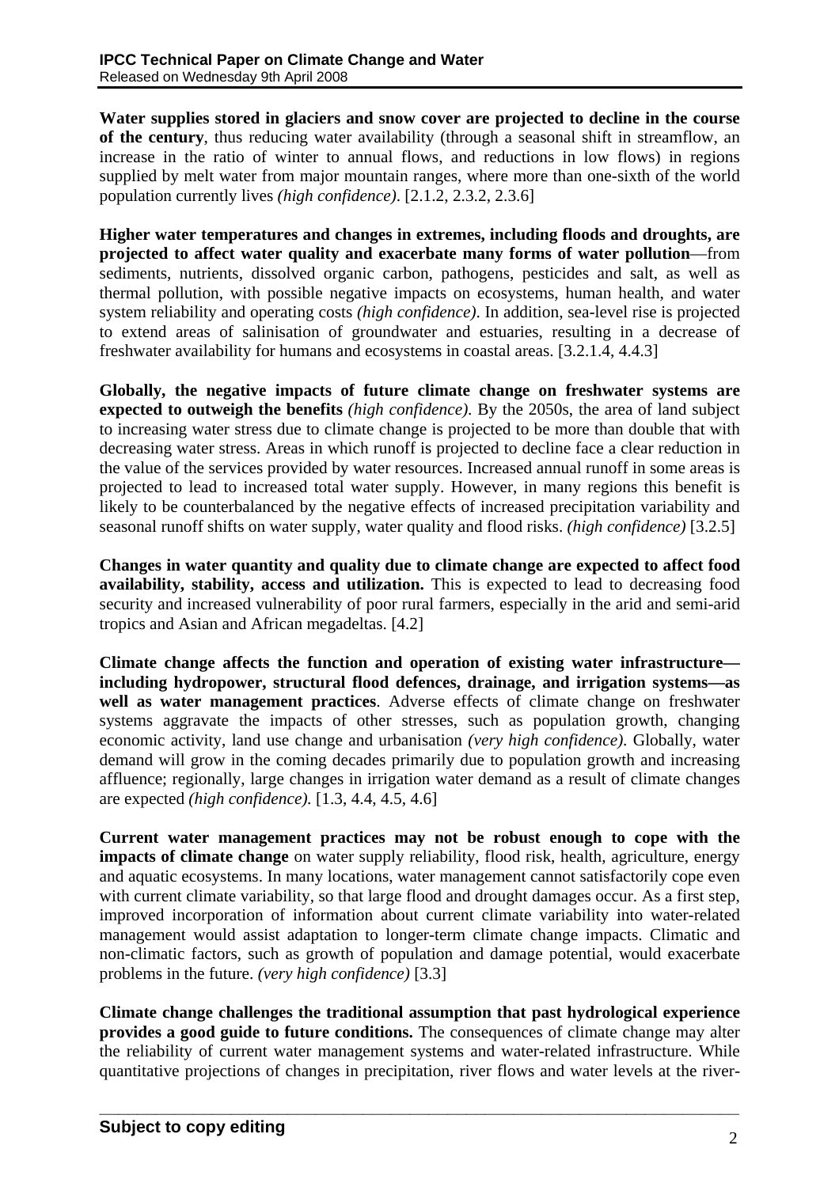**Water supplies stored in glaciers and snow cover are projected to decline in the course of the century**, thus reducing water availability (through a seasonal shift in streamflow, an increase in the ratio of winter to annual flows, and reductions in low flows) in regions supplied by melt water from major mountain ranges, where more than one-sixth of the world population currently lives *(high confidence)*. [2.1.2, 2.3.2, 2.3.6]

**Higher water temperatures and changes in extremes, including floods and droughts, are projected to affect water quality and exacerbate many forms of water pollution**—from sediments, nutrients, dissolved organic carbon, pathogens, pesticides and salt, as well as thermal pollution, with possible negative impacts on ecosystems, human health, and water system reliability and operating costs *(high confidence)*. In addition, sea-level rise is projected to extend areas of salinisation of groundwater and estuaries, resulting in a decrease of freshwater availability for humans and ecosystems in coastal areas. [3.2.1.4, 4.4.3]

**Globally, the negative impacts of future climate change on freshwater systems are expected to outweigh the benefits** *(high confidence)*. By the 2050s, the area of land subject to increasing water stress due to climate change is projected to be more than double that with decreasing water stress. Areas in which runoff is projected to decline face a clear reduction in the value of the services provided by water resources. Increased annual runoff in some areas is projected to lead to increased total water supply. However, in many regions this benefit is likely to be counterbalanced by the negative effects of increased precipitation variability and seasonal runoff shifts on water supply, water quality and flood risks. *(high confidence)* [3.2.5]

**Changes in water quantity and quality due to climate change are expected to affect food availability, stability, access and utilization.** This is expected to lead to decreasing food security and increased vulnerability of poor rural farmers, especially in the arid and semi-arid tropics and Asian and African megadeltas. [4.2]

**Climate change affects the function and operation of existing water infrastructure—including hydropower, structural flood defences, drainage, and irrigation systems—as well as water management practices**. Adverse effects of climate change on freshwater systems aggravate the impacts of other stresses, such as population growth, changing economic activity, land use change and urbanisation *(very high confidence)*. Globally, water demand will grow in the coming decades primarily due to population growth and increasing affluence; regionally, large changes in irrigation water demand as a result of climate changes are expected *(high confidence)*. [1.3, 4.4, 4.5, 4.6]

**Current water management practices may not be robust enough to cope with the impacts of climate change** on water supply reliability, flood risk, health, agriculture, energy and aquatic ecosystems. In many locations, water management cannot satisfactorily cope even with current climate variability, so that large flood and drought damages occur. As a first step, improved incorporation of information about current climate variability into water-related management would assist adaptation to longer-term climate change impacts. Climatic and non-climatic factors, such as growth of population and damage potential, would exacerbate problems in the future. *(very high confidence)* [3.3]

**Climate change challenges the traditional assumption that past hydrological experience provides a good guide to future conditions.** The consequences of climate change may alter the reliability of current water management systems and water-related infrastructure. While quantitative projections of changes in precipitation, river flows and water levels at the river-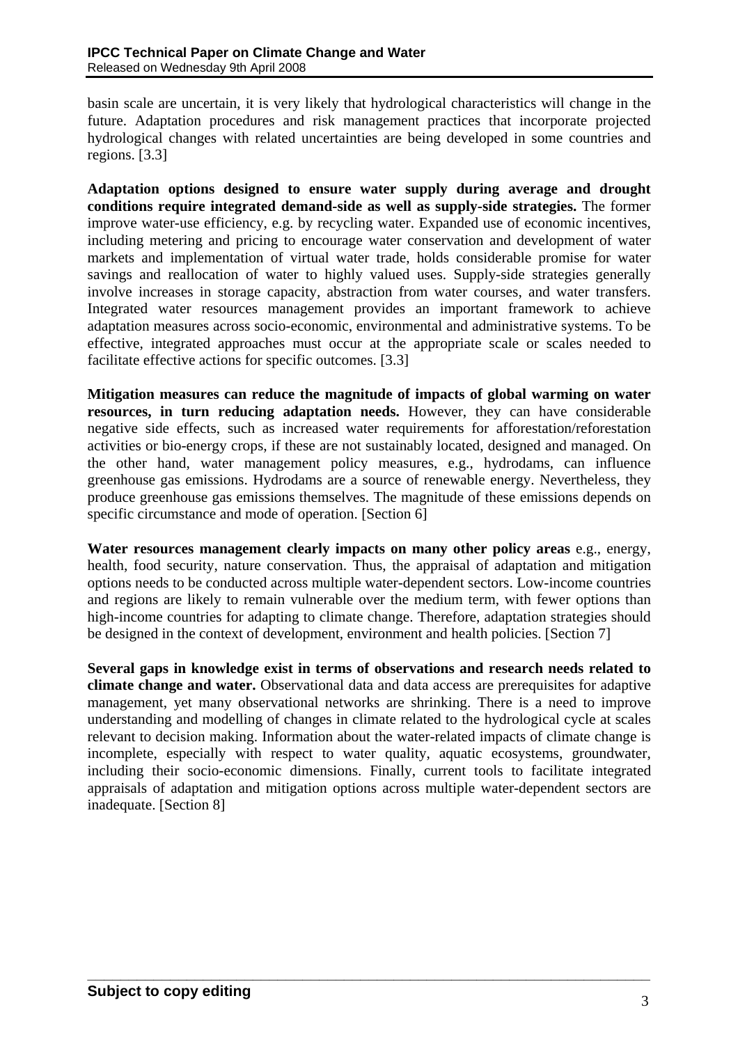basin scale are uncertain, it is very likely that hydrological characteristics will change in the future. Adaptation procedures and risk management practices that incorporate projected hydrological changes with related uncertainties are being developed in some countries and regions. [3.3]

**Adaptation options designed to ensure water supply during average and drought conditions require integrated demand-side as well as supply-side strategies.** The former improve water-use efficiency, e.g. by recycling water. Expanded use of economic incentives, including metering and pricing to encourage water conservation and development of water markets and implementation of virtual water trade, holds considerable promise for water savings and reallocation of water to highly valued uses. Supply-side strategies generally involve increases in storage capacity, abstraction from water courses, and water transfers. Integrated water resources management provides an important framework to achieve adaptation measures across socio-economic, environmental and administrative systems. To be effective, integrated approaches must occur at the appropriate scale or scales needed to facilitate effective actions for specific outcomes. [3.3]

**Mitigation measures can reduce the magnitude of impacts of global warming on water resources, in turn reducing adaptation needs.** However, they can have considerable negative side effects, such as increased water requirements for afforestation/reforestation activities or bio-energy crops, if these are not sustainably located, designed and managed. On the other hand, water management policy measures, e.g., hydrodams, can influence greenhouse gas emissions. Hydrodams are a source of renewable energy. Nevertheless, they produce greenhouse gas emissions themselves. The magnitude of these emissions depends on specific circumstance and mode of operation. [Section 6]

**Water resources management clearly impacts on many other policy areas** e.g., energy, health, food security, nature conservation. Thus, the appraisal of adaptation and mitigation options needs to be conducted across multiple water-dependent sectors. Low-income countries and regions are likely to remain vulnerable over the medium term, with fewer options than high-income countries for adapting to climate change. Therefore, adaptation strategies should be designed in the context of development, environment and health policies. [Section 7]

**Several gaps in knowledge exist in terms of observations and research needs related to climate change and water.** Observational data and data access are prerequisites for adaptive management, yet many observational networks are shrinking. There is a need to improve understanding and modelling of changes in climate related to the hydrological cycle at scales relevant to decision making. Information about the water-related impacts of climate change is incomplete, especially with respect to water quality, aquatic ecosystems, groundwater, including their socio-economic dimensions. Finally, current tools to facilitate integrated appraisals of adaptation and mitigation options across multiple water-dependent sectors are inadequate. [Section 8]